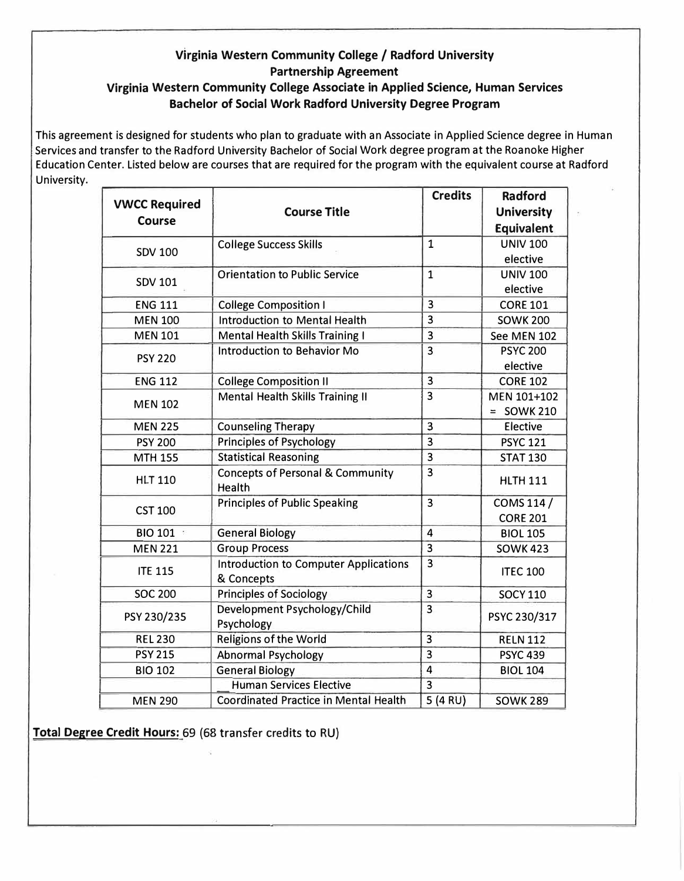**Virginia Western Community College / Radford University**
**Partnership Agreement**
**Virginia Western Community College Associate in Applied Science, Human Services**
**Bachelor of Social Work Radford University Degree Program**

This agreement is designed for students who plan to graduate with an Associate in Applied Science degree in Human Services and transfer to the Radford University Bachelor of Social Work degree program at the Roanoke Higher Education Center. Listed below are courses that are required for the program with the equivalent course at Radford University.

| VWCC Required Course | Course Title | Credits | Radford University Equivalent |
|---|---|---|---|
| SDV 100 | College Success Skills | 1 | UNIV 100 elective |
| SDV 101 | Orientation to Public Service | 1 | UNIV 100 elective |
| ENG 111 | College Composition I | 3 | CORE 101 |
| MEN 100 | Introduction to Mental Health | 3 | SOWK 200 |
| MEN 101 | Mental Health Skills Training I | 3 | See MEN 102 |
| PSY 220 | Introduction to Behavior Mo | 3 | PSYC 200 elective |
| ENG 112 | College Composition II | 3 | CORE 102 |
| MEN 102 | Mental Health Skills Training II | 3 | MEN 101+102 = SOWK 210 |
| MEN 225 | Counseling Therapy | 3 | Elective |
| PSY 200 | Principles of Psychology | 3 | PSYC 121 |
| MTH 155 | Statistical Reasoning | 3 | STAT 130 |
| HLT 110 | Concepts of Personal & Community Health | 3 | HLTH 111 |
| CST 100 | Principles of Public Speaking | 3 | COMS 114 / CORE 201 |
| BIO 101 | General Biology | 4 | BIOL 105 |
| MEN 221 | Group Process | 3 | SOWK 423 |
| ITE 115 | Introduction to Computer Applications & Concepts | 3 | ITEC 100 |
| SOC 200 | Principles of Sociology | 3 | SOCY 110 |
| PSY 230/235 | Development Psychology/Child Psychology | 3 | PSYC 230/317 |
| REL 230 | Religions of the World | 3 | RELN 112 |
| PSY 215 | Abnormal Psychology | 3 | PSYC 439 |
| BIO 102 | General Biology | 4 | BIOL 104 |
| | __ Human Services Elective | 3 | |
| MEN 290 | Coordinated Practice in Mental Health | 5 (4 RU) | SOWK 289 |

**Total Degree Credit Hours:** 69 (68 transfer credits to RU)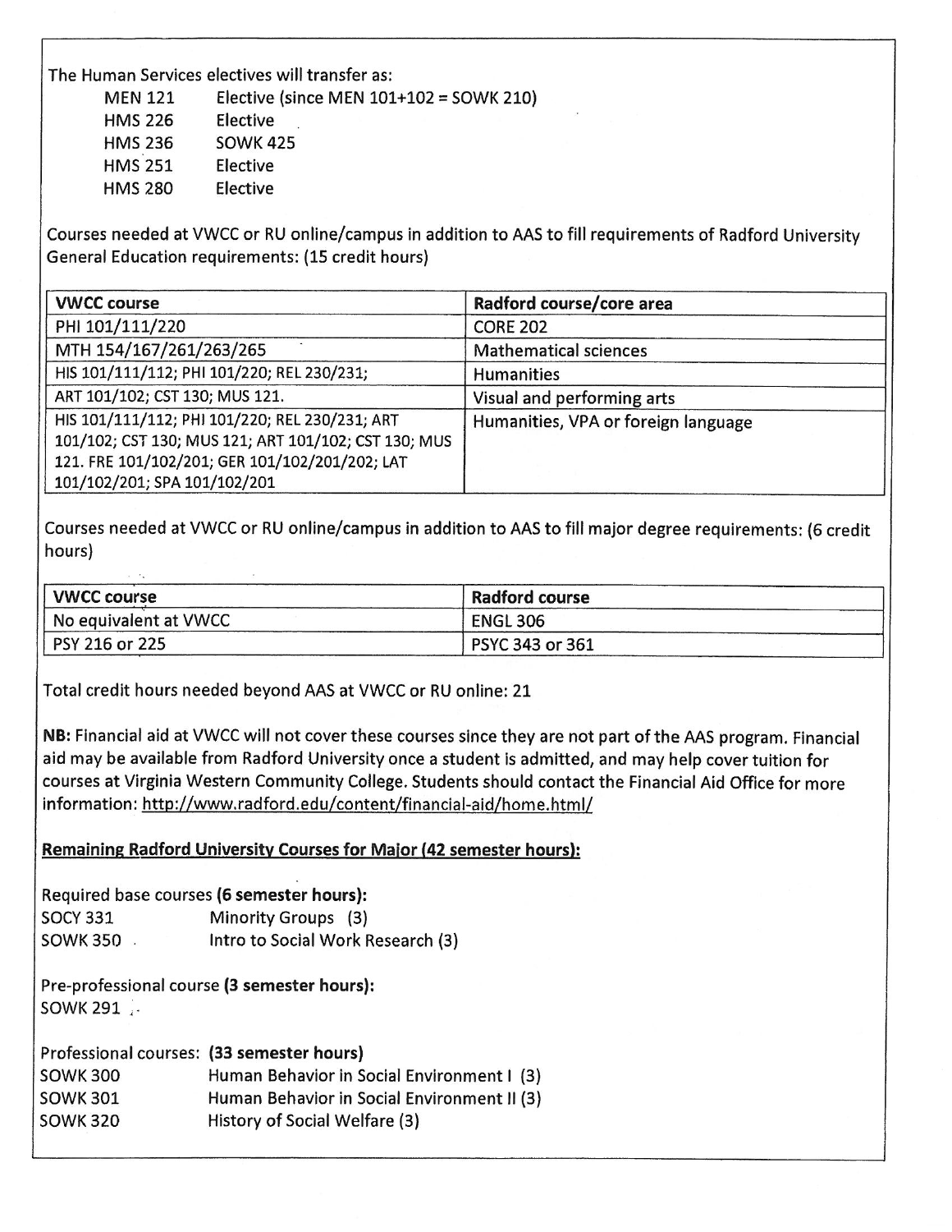The Human Services electives will transfer as:

| | |
|---|---|
| MEN 121 | Elective (since MEN 101+102 = SOWK 210) |
| HMS 226 | Elective |
| HMS 236 | SOWK 425 |
| HMS 251 | Elective |
| HMS 280 | Elective |

Courses needed at VWCC or RU online/campus in addition to AAS to fill requirements of Radford University General Education requirements: (15 credit hours)

| VWCC course | Radford course/core area |
|---|---|
| PHI 101/111/220 | CORE 202 |
| MTH 154/167/261/263/265 | Mathematical sciences |
| HIS 101/111/112; PHI 101/220; REL 230/231; | Humanities |
| ART 101/102; CST 130; MUS 121. | Visual and performing arts |
| HIS 101/111/112; PHI 101/220; REL 230/231; ART 101/102; CST 130; MUS 121; ART 101/102; CST 130; MUS 121. FRE 101/102/201; GER 101/102/201/202; LAT 101/102/201; SPA 101/102/201 | Humanities, VPA or foreign language |

Courses needed at VWCC or RU online/campus in addition to AAS to fill major degree requirements: (6 credit hours)

| VWCC course | Radford course |
|---|---|
| No equivalent at VWCC | ENGL 306 |
| PSY 216 or 225 | PSYC 343 or 361 |

Total credit hours needed beyond AAS at VWCC or RU online: 21

**NB:** Financial aid at VWCC will not cover these courses since they are not part of the AAS program. Financial aid may be available from Radford University once a student is admitted, and may help cover tuition for courses at Virginia Western Community College. Students should contact the Financial Aid Office for more information: http://www.radford.edu/content/financial-aid/home.html/

**Remaining Radford University Courses for Major (42 semester hours):**

Required base courses **(6 semester hours):**

| | |
|---|---|
| SOCY 331 | Minority Groups (3) |
| SOWK 350 | Intro to Social Work Research (3) |

Pre-professional course **(3 semester hours):**

SOWK 291

Professional courses: **(33 semester hours)**

| | |
|---|---|
| SOWK 300 | Human Behavior in Social Environment I (3) |
| SOWK 301 | Human Behavior in Social Environment II (3) |
| SOWK 320 | History of Social Welfare (3) |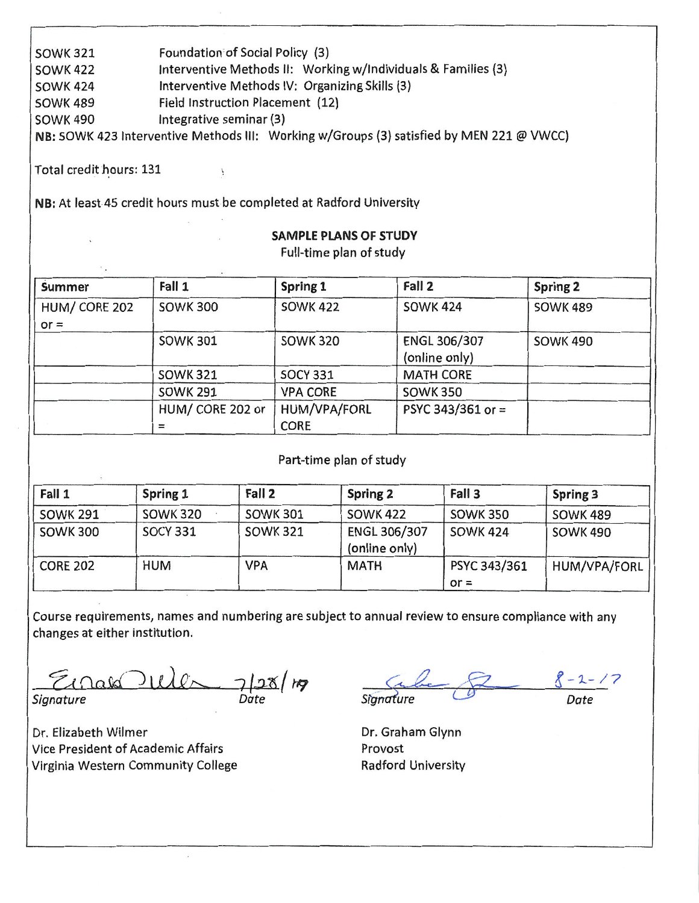SOWK 321 Foundation of Social Policy (3)
SOWK 422 Interventive Methods II: Working w/Individuals & Families (3)
SOWK 424 Interventive Methods IV: Organizing Skills (3)
SOWK 489 Field Instruction Placement (12)
SOWK 490 Integrative seminar (3)

**NB:** SOWK 423 Interventive Methods III: Working w/Groups (3) satisfied by MEN 221 @ VWCC)

Total credit hours: 131

**NB:** At least 45 credit hours must be completed at Radford University

**SAMPLE PLANS OF STUDY**

Full-time plan of study

| Summer | Fall 1 | Spring 1 | Fall 2 | Spring 2 |
|---|---|---|---|---|
| HUM/ CORE 202 or = | SOWK 300 | SOWK 422 | SOWK 424 | SOWK 489 |
| | SOWK 301 | SOWK 320 | ENGL 306/307 (online only) | SOWK 490 |
| | SOWK 321 | SOCY 331 | MATH CORE | |
| | SOWK 291 | VPA CORE | SOWK 350 | |
| | HUM/ CORE 202 or = | HUM/VPA/FORL CORE | PSYC 343/361 or = | |

Part-time plan of study

| Fall 1 | Spring 1 | Fall 2 | Spring 2 | Fall 3 | Spring 3 |
|---|---|---|---|---|---|
| SOWK 291 | SOWK 320 | SOWK 301 | SOWK 422 | SOWK 350 | SOWK 489 |
| SOWK 300 | SOCY 331 | SOWK 321 | ENGL 306/307 (online only) | SOWK 424 | SOWK 490 |
| CORE 202 | HUM | VPA | MATH | PSYC 343/361 or = | HUM/VPA/FORL |

Course requirements, names and numbering are subject to annual review to ensure compliance with any changes at either institution.

*Signature* [signed] *Date* 7/28/17

Dr. Elizabeth Wilmer
Vice President of Academic Affairs
Virginia Western Community College

*Signature* [signed] *Date* 8-2-17

Dr. Graham Glynn
Provost
Radford University